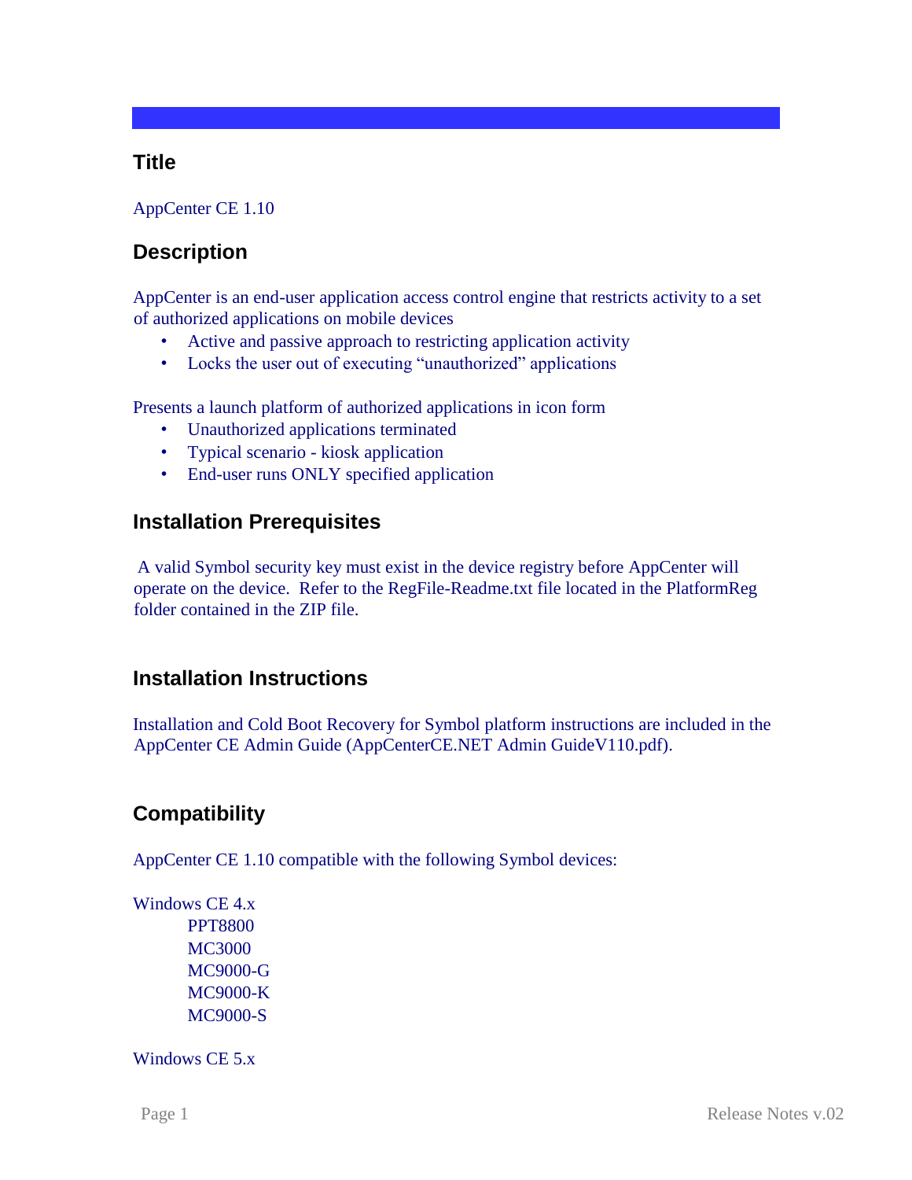## Title

AppCenter CE 1.10

## Description

AppCenter is an end-user application access control engine that restricts activity to a set of authorized applications on mobile devices

- Active and passive approach to restricting application activity
- Locks the user out of executing "unauthorized" applications

Presents a launch platform of authorized applications in icon form

- Unauthorized applications terminated
- Typical scenario - kiosk application
- End-user runs ONLY specified application

## Installation Prerequisites

A valid Symbol security key must exist in the device registry before AppCenter will operate on the device. Refer to the RegFile-Readme.txt file located in the PlatformReg folder contained in the ZIP file.

## Installation Instructions

Installation and Cold Boot Recovery for Symbol platform instructions are included in the AppCenter CE Admin Guide (AppCenterCE.NET Admin GuideV110.pdf).

## Compatibility

AppCenter CE 1.10 compatible with the following Symbol devices:

Windows CE 4.x

- PPT8800
- MC3000
- MC9000-G
- MC9000-K
- MC9000-S

Windows CE 5.x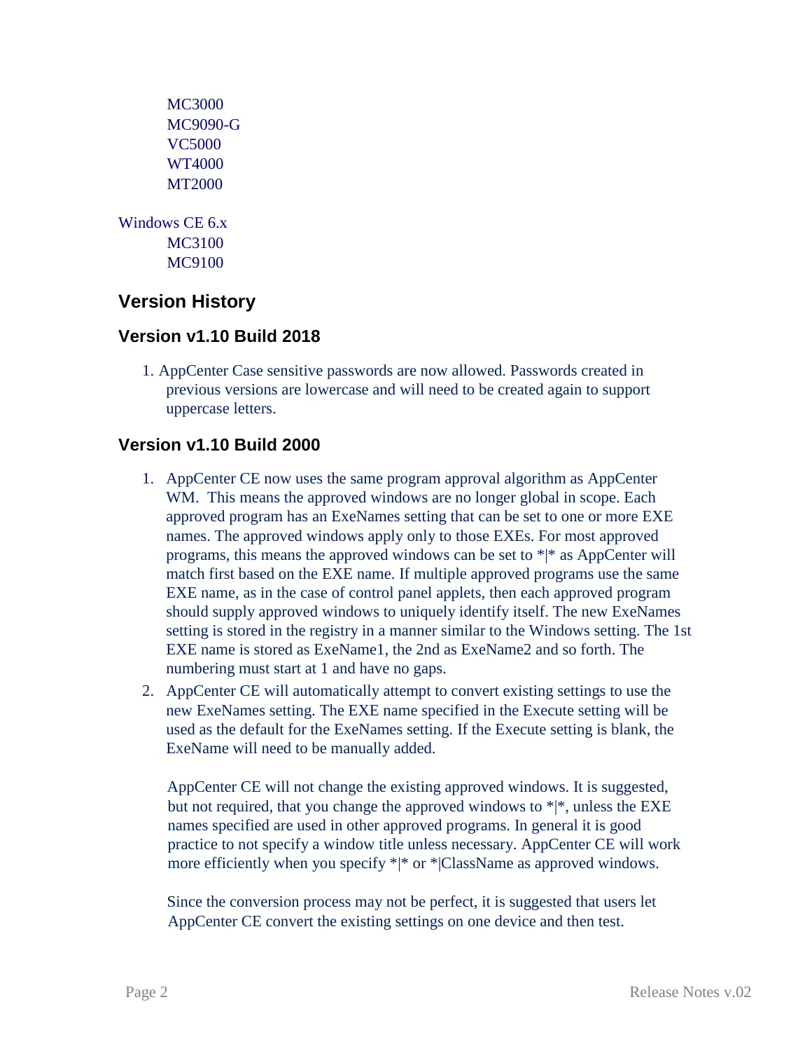MC3000
MC9090-G
VC5000
WT4000
MT2000

Windows CE 6.x
MC3100
MC9100

## Version History

### Version v1.10 Build 2018

1. AppCenter Case sensitive passwords are now allowed. Passwords created in previous versions are lowercase and will need to be created again to support uppercase letters.

### Version v1.10 Build 2000

1. AppCenter CE now uses the same program approval algorithm as AppCenter WM. This means the approved windows are no longer global in scope. Each approved program has an ExeNames setting that can be set to one or more EXE names. The approved windows apply only to those EXEs. For most approved programs, this means the approved windows can be set to *|* as AppCenter will match first based on the EXE name. If multiple approved programs use the same EXE name, as in the case of control panel applets, then each approved program should supply approved windows to uniquely identify itself. The new ExeNames setting is stored in the registry in a manner similar to the Windows setting. The 1st EXE name is stored as ExeName1, the 2nd as ExeName2 and so forth. The numbering must start at 1 and have no gaps.
2. AppCenter CE will automatically attempt to convert existing settings to use the new ExeNames setting. The EXE name specified in the Execute setting will be used as the default for the ExeNames setting. If the Execute setting is blank, the ExeName will need to be manually added.

   AppCenter CE will not change the existing approved windows. It is suggested, but not required, that you change the approved windows to *|*, unless the EXE names specified are used in other approved programs. In general it is good practice to not specify a window title unless necessary. AppCenter CE will work more efficiently when you specify *|* or *|ClassName as approved windows.

   Since the conversion process may not be perfect, it is suggested that users let AppCenter CE convert the existing settings on one device and then test.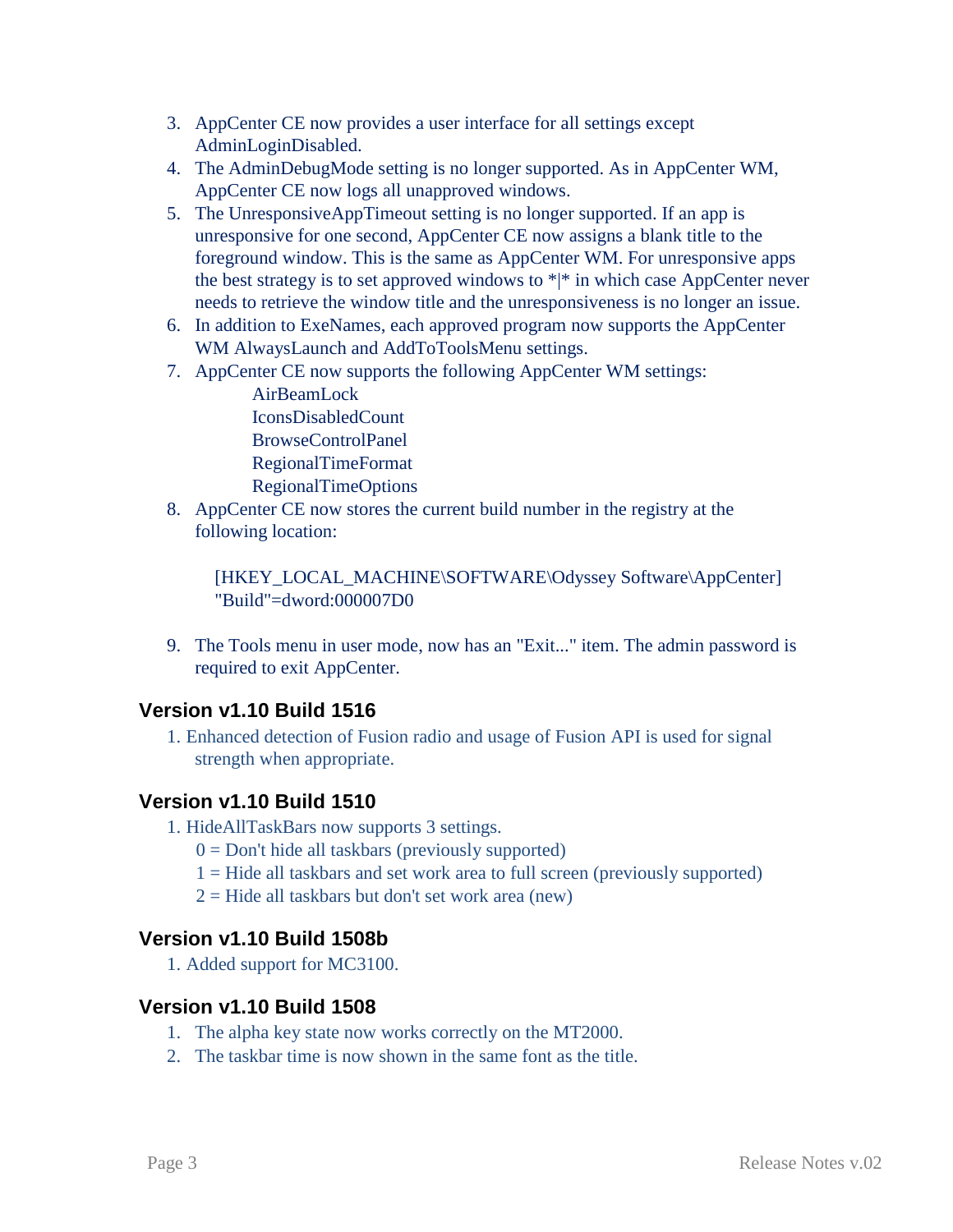3. AppCenter CE now provides a user interface for all settings except AdminLoginDisabled.
4. The AdminDebugMode setting is no longer supported. As in AppCenter WM, AppCenter CE now logs all unapproved windows.
5. The UnresponsiveAppTimeout setting is no longer supported. If an app is unresponsive for one second, AppCenter CE now assigns a blank title to the foreground window. This is the same as AppCenter WM. For unresponsive apps the best strategy is to set approved windows to *|* in which case AppCenter never needs to retrieve the window title and the unresponsiveness is no longer an issue.
6. In addition to ExeNames, each approved program now supports the AppCenter WM AlwaysLaunch and AddToToolsMenu settings.
7. AppCenter CE now supports the following AppCenter WM settings:
   - AirBeamLock
   - IconsDisabledCount
   - BrowseControlPanel
   - RegionalTimeFormat
   - RegionalTimeOptions
8. AppCenter CE now stores the current build number in the registry at the following location:

   ```
   [HKEY_LOCAL_MACHINE\SOFTWARE\Odyssey Software\AppCenter]
   "Build"=dword:000007D0
   ```

9. The Tools menu in user mode, now has an "Exit..." item. The admin password is required to exit AppCenter.

### Version v1.10 Build 1516

1. Enhanced detection of Fusion radio and usage of Fusion API is used for signal strength when appropriate.

### Version v1.10 Build 1510

1. HideAllTaskBars now supports 3 settings.
   0 = Don't hide all taskbars (previously supported)
   1 = Hide all taskbars and set work area to full screen (previously supported)
   2 = Hide all taskbars but don't set work area (new)

### Version v1.10 Build 1508b

1. Added support for MC3100.

### Version v1.10 Build 1508

1. The alpha key state now works correctly on the MT2000.
2. The taskbar time is now shown in the same font as the title.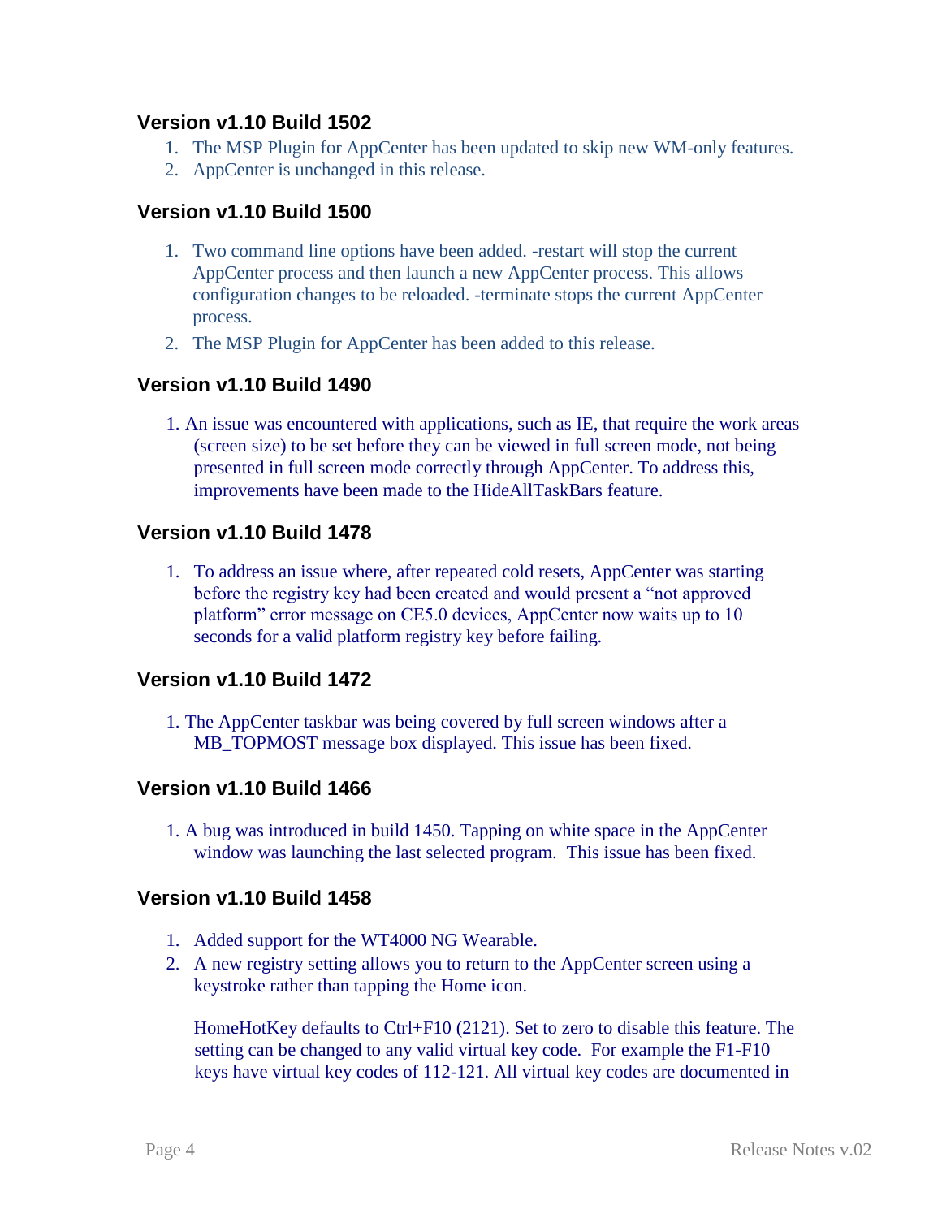### Version v1.10 Build 1502

1. The MSP Plugin for AppCenter has been updated to skip new WM-only features.
2. AppCenter is unchanged in this release.

### Version v1.10 Build 1500

1. Two command line options have been added. -restart will stop the current AppCenter process and then launch a new AppCenter process. This allows configuration changes to be reloaded. -terminate stops the current AppCenter process.
2. The MSP Plugin for AppCenter has been added to this release.

### Version v1.10 Build 1490

1. An issue was encountered with applications, such as IE, that require the work areas (screen size) to be set before they can be viewed in full screen mode, not being presented in full screen mode correctly through AppCenter. To address this, improvements have been made to the HideAllTaskBars feature.

### Version v1.10 Build 1478

1. To address an issue where, after repeated cold resets, AppCenter was starting before the registry key had been created and would present a "not approved platform" error message on CE5.0 devices, AppCenter now waits up to 10 seconds for a valid platform registry key before failing.

### Version v1.10 Build 1472

1. The AppCenter taskbar was being covered by full screen windows after a MB_TOPMOST message box displayed. This issue has been fixed.

### Version v1.10 Build 1466

1. A bug was introduced in build 1450. Tapping on white space in the AppCenter window was launching the last selected program. This issue has been fixed.

### Version v1.10 Build 1458

1. Added support for the WT4000 NG Wearable.
2. A new registry setting allows you to return to the AppCenter screen using a keystroke rather than tapping the Home icon.

   HomeHotKey defaults to Ctrl+F10 (2121). Set to zero to disable this feature. The setting can be changed to any valid virtual key code. For example the F1-F10 keys have virtual key codes of 112-121. All virtual key codes are documented in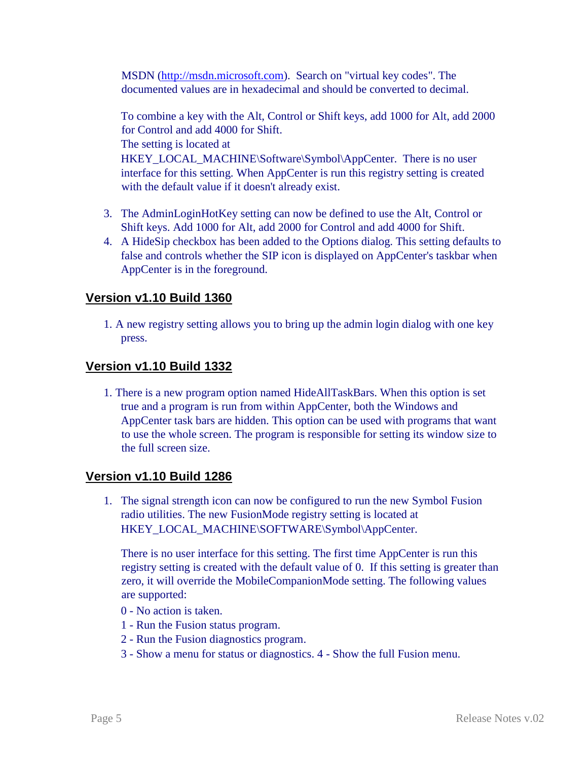MSDN (http://msdn.microsoft.com). Search on "virtual key codes". The documented values are in hexadecimal and should be converted to decimal.

To combine a key with the Alt, Control or Shift keys, add 1000 for Alt, add 2000 for Control and add 4000 for Shift.
The setting is located at HKEY_LOCAL_MACHINE\Software\Symbol\AppCenter. There is no user interface for this setting. When AppCenter is run this registry setting is created with the default value if it doesn't already exist.

3. The AdminLoginHotKey setting can now be defined to use the Alt, Control or Shift keys. Add 1000 for Alt, add 2000 for Control and add 4000 for Shift.
4. A HideSip checkbox has been added to the Options dialog. This setting defaults to false and controls whether the SIP icon is displayed on AppCenter's taskbar when AppCenter is in the foreground.

## Version v1.10 Build 1360

1. A new registry setting allows you to bring up the admin login dialog with one key press.

## Version v1.10 Build 1332

1. There is a new program option named HideAllTaskBars. When this option is set true and a program is run from within AppCenter, both the Windows and AppCenter task bars are hidden. This option can be used with programs that want to use the whole screen. The program is responsible for setting its window size to the full screen size.

## Version v1.10 Build 1286

1. The signal strength icon can now be configured to run the new Symbol Fusion radio utilities. The new FusionMode registry setting is located at HKEY_LOCAL_MACHINE\SOFTWARE\Symbol\AppCenter.

   There is no user interface for this setting. The first time AppCenter is run this registry setting is created with the default value of 0. If this setting is greater than zero, it will override the MobileCompanionMode setting. The following values are supported:

   0 - No action is taken.
   1 - Run the Fusion status program.
   2 - Run the Fusion diagnostics program.
   3 - Show a menu for status or diagnostics. 4 - Show the full Fusion menu.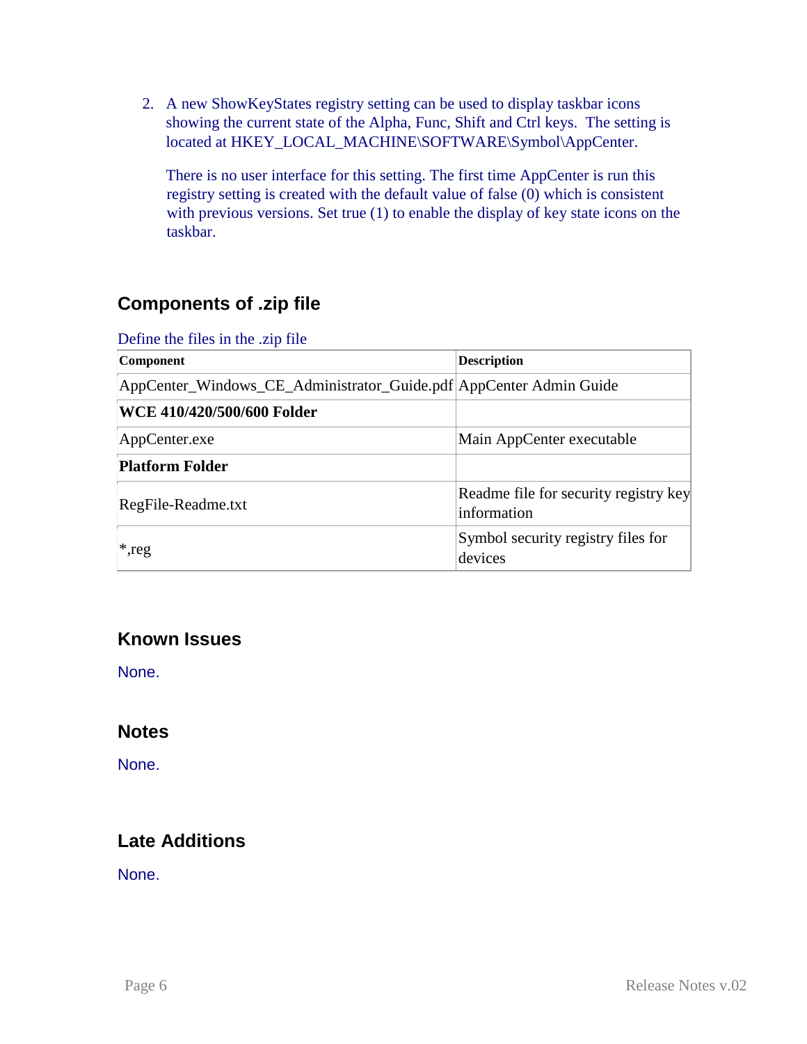2. A new ShowKeyStates registry setting can be used to display taskbar icons showing the current state of the Alpha, Func, Shift and Ctrl keys. The setting is located at HKEY_LOCAL_MACHINE\SOFTWARE\Symbol\AppCenter.

   There is no user interface for this setting. The first time AppCenter is run this registry setting is created with the default value of false (0) which is consistent with previous versions. Set true (1) to enable the display of key state icons on the taskbar.

## Components of .zip file

Define the files in the .zip file

| Component | Description |
|---|---|
| AppCenter_Windows_CE_Administrator_Guide.pdf | AppCenter Admin Guide |
| **WCE 410/420/500/600 Folder** | |
| AppCenter.exe | Main AppCenter executable |
| **Platform Folder** | |
| RegFile-Readme.txt | Readme file for security registry key information |
| *,reg | Symbol security registry files for devices |

## Known Issues

None.

## Notes

None.

## Late Additions

None.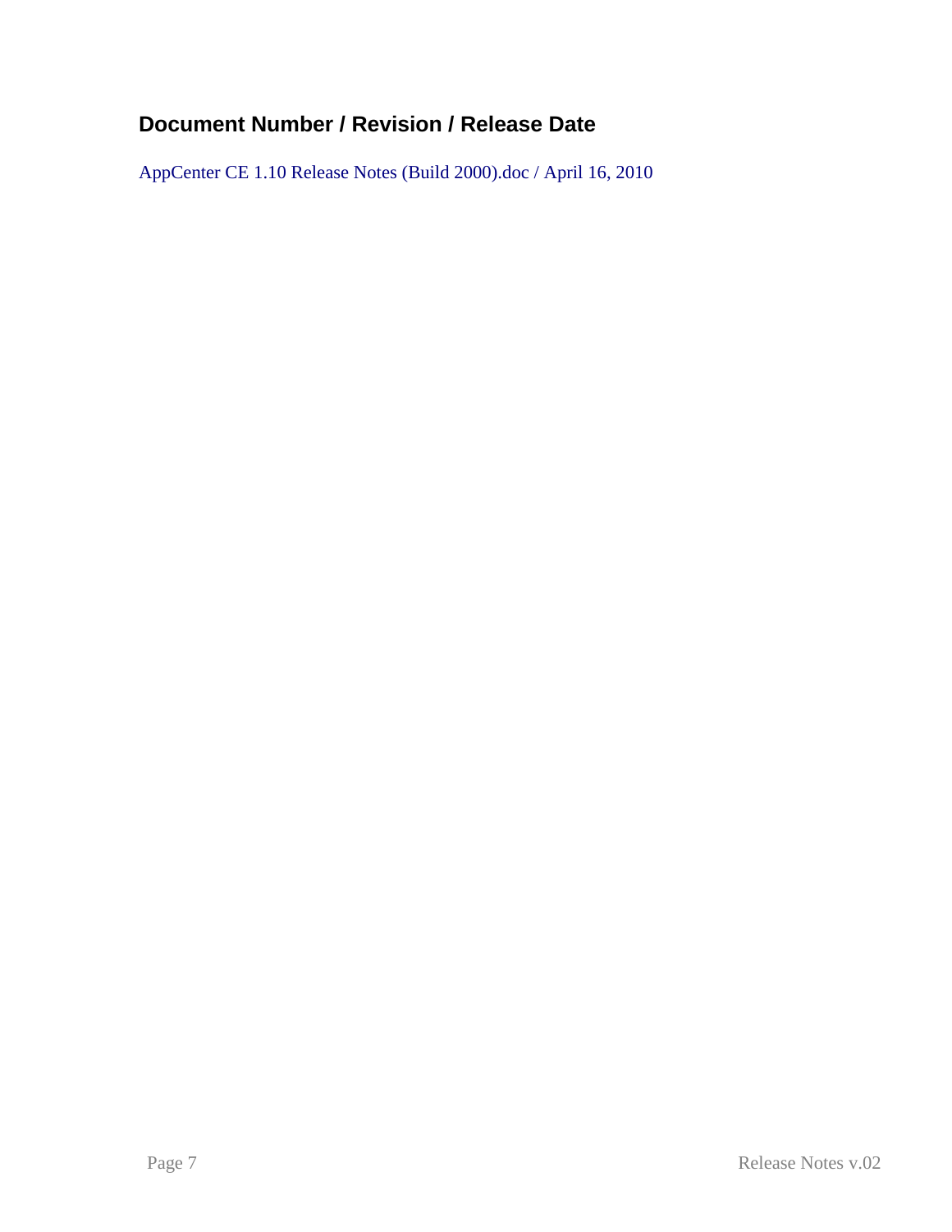## Document Number / Revision / Release Date

AppCenter CE 1.10 Release Notes (Build 2000).doc / April 16, 2010